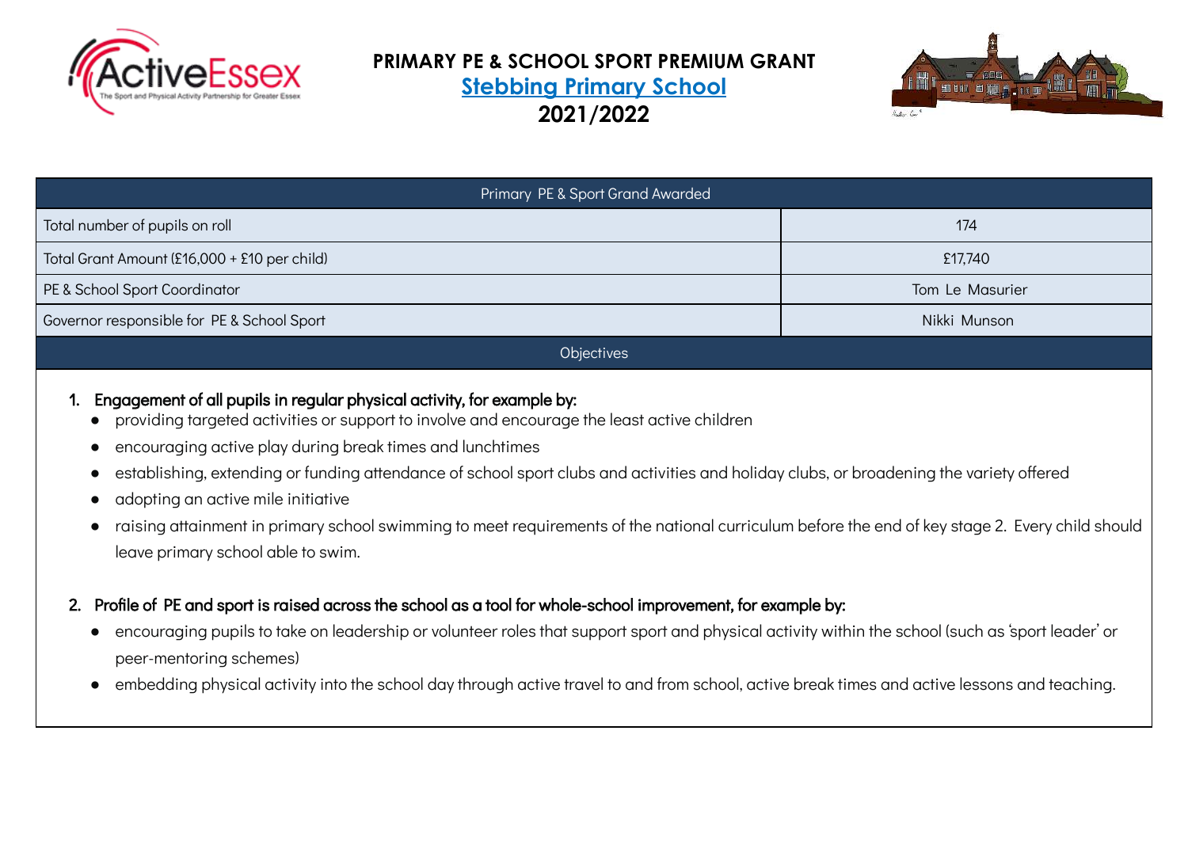# PRIMARY PE & SCHOOL SPORT PREMIUM GRANT

## Stebbing Primary School

## 2021/2022

| Primary PE & Sport Grand Awarded | |
|---|---|
| Total number of pupils on roll | 174 |
| Total Grant Amount (£16,000 + £10 per child) | £17,740 |
| PE & School Sport Coordinator | Tom Le Masurier |
| Governor responsible for PE & School Sport | Nikki Munson |

### Objectives

1. **Engagement of all pupils in regular physical activity, for example by:**
   - providing targeted activities or support to involve and encourage the least active children
   - encouraging active play during break times and lunchtimes
   - establishing, extending or funding attendance of school sport clubs and activities and holiday clubs, or broadening the variety offered
   - adopting an active mile initiative
   - raising attainment in primary school swimming to meet requirements of the national curriculum before the end of key stage 2. Every child should leave primary school able to swim.

2. **Profile of PE and sport is raised across the school as a tool for whole-school improvement, for example by:**
   - encouraging pupils to take on leadership or volunteer roles that support sport and physical activity within the school (such as 'sport leader' or peer-mentoring schemes)
   - embedding physical activity into the school day through active travel to and from school, active break times and active lessons and teaching.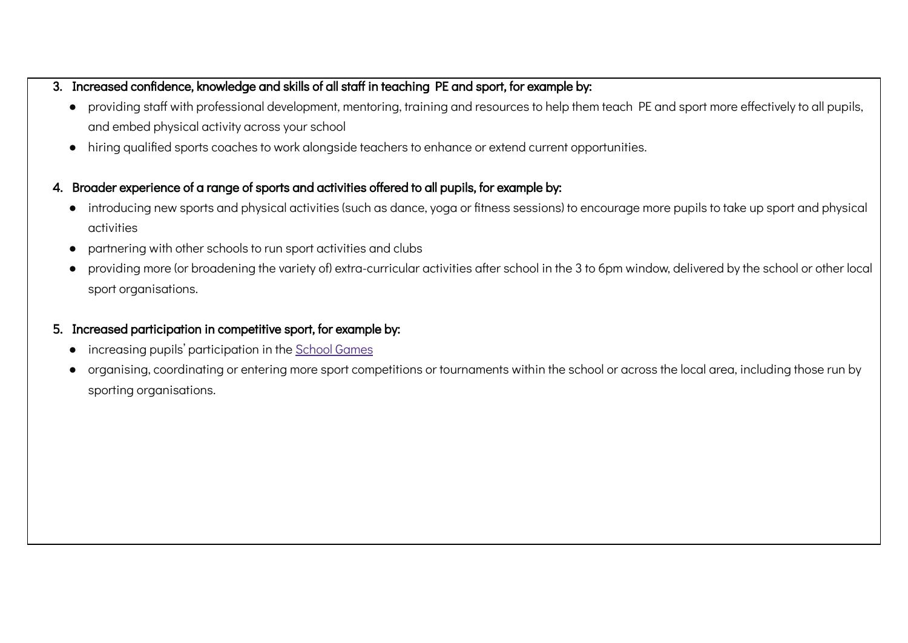3. **Increased confidence, knowledge and skills of all staff in teaching PE and sport, for example by:**
    - providing staff with professional development, mentoring, training and resources to help them teach PE and sport more effectively to all pupils, and embed physical activity across your school
    - hiring qualified sports coaches to work alongside teachers to enhance or extend current opportunities.

4. **Broader experience of a range of sports and activities offered to all pupils, for example by:**
    - introducing new sports and physical activities (such as dance, yoga or fitness sessions) to encourage more pupils to take up sport and physical activities
    - partnering with other schools to run sport activities and clubs
    - providing more (or broadening the variety of) extra-curricular activities after school in the 3 to 6pm window, delivered by the school or other local sport organisations.

5. **Increased participation in competitive sport, for example by:**
    - increasing pupils' participation in the [School Games]
    - organising, coordinating or entering more sport competitions or tournaments within the school or across the local area, including those run by sporting organisations.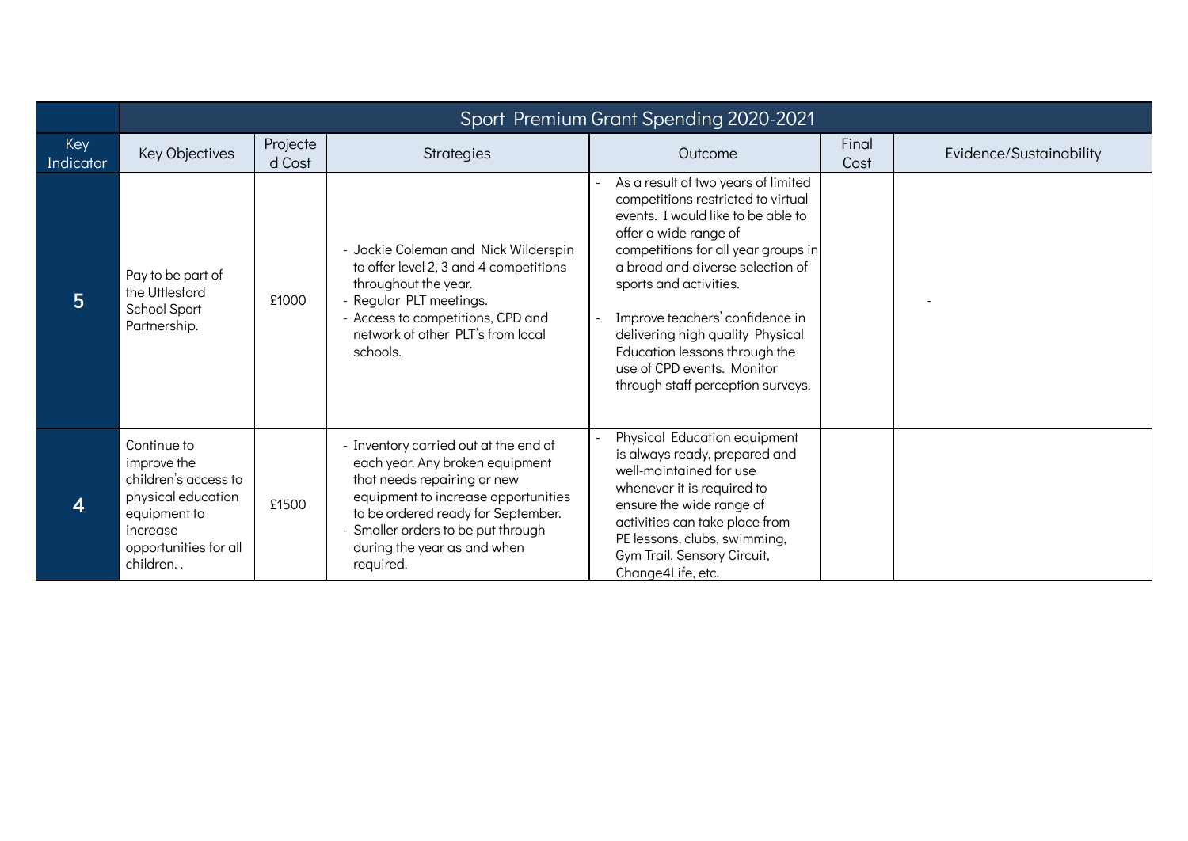| Key Indicator | Sport Premium Grant Spending 2020-2021 | | | | | |
|---|---|---|---|---|---|---|
| | Key Objectives | Projected Cost | Strategies | Outcome | Final Cost | Evidence/Sustainability |
| 5 | Pay to be part of the Uttlesford School Sport Partnership. | £1000 | - Jackie Coleman and Nick Wilderspin to offer level 2, 3 and 4 competitions throughout the year.<br>- Regular PLT meetings.<br>- Access to competitions, CPD and network of other PLT's from local schools. | - As a result of two years of limited competitions restricted to virtual events. I would like to be able to offer a wide range of competitions for all year groups in a broad and diverse selection of sports and activities.<br>- Improve teachers' confidence in delivering high quality Physical Education lessons through the use of CPD events. Monitor through staff perception surveys. | | - |
| 4 | Continue to improve the children's access to physical education equipment to increase opportunities for all children. . | £1500 | - Inventory carried out at the end of each year. Any broken equipment that needs repairing or new equipment to increase opportunities to be ordered ready for September.<br>- Smaller orders to be put through during the year as and when required. | - Physical Education equipment is always ready, prepared and well-maintained for use whenever it is required to ensure the wide range of activities can take place from PE lessons, clubs, swimming, Gym Trail, Sensory Circuit, Change4Life, etc. | | |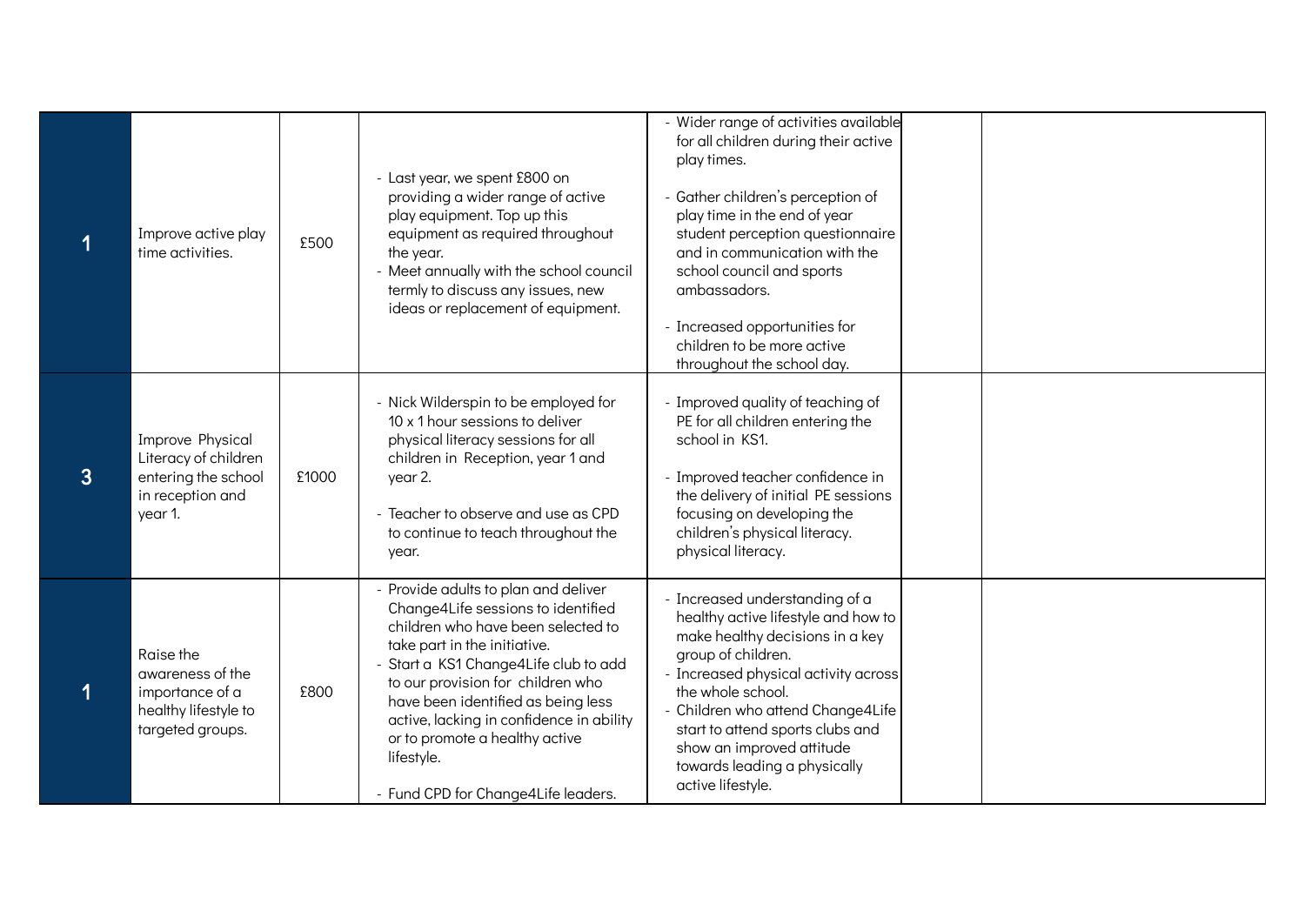| | | | | | | |
|---|---|---|---|---|---|---|
| 1 | Improve active play time activities. | £500 | - Last year, we spent £800 on providing a wider range of active play equipment. Top up this equipment as required throughout the year.<br>- Meet annually with the school council termly to discuss any issues, new ideas or replacement of equipment. | - Wider range of activities available for all children during their active play times.<br><br>- Gather children's perception of play time in the end of year student perception questionnaire and in communication with the school council and sports ambassadors.<br><br>- Increased opportunities for children to be more active throughout the school day. | | |
| 3 | Improve Physical Literacy of children entering the school in reception and year 1. | £1000 | - Nick Wilderspin to be employed for 10 x 1 hour sessions to deliver physical literacy sessions for all children in Reception, year 1 and year 2.<br><br>- Teacher to observe and use as CPD to continue to teach throughout the year. | - Improved quality of teaching of PE for all children entering the school in KS1.<br><br>- Improved teacher confidence in the delivery of initial PE sessions focusing on developing the children's physical literacy. physical literacy. | | |
| 1 | Raise the awareness of the importance of a healthy lifestyle to targeted groups. | £800 | - Provide adults to plan and deliver Change4Life sessions to identified children who have been selected to take part in the initiative.<br>- Start a KS1 Change4Life club to add to our provision for children who have been identified as being less active, lacking in confidence in ability or to promote a healthy active lifestyle.<br><br>- Fund CPD for Change4Life leaders. | - Increased understanding of a healthy active lifestyle and how to make healthy decisions in a key group of children.<br>- Increased physical activity across the whole school.<br>- Children who attend Change4Life start to attend sports clubs and show an improved attitude towards leading a physically active lifestyle. | | |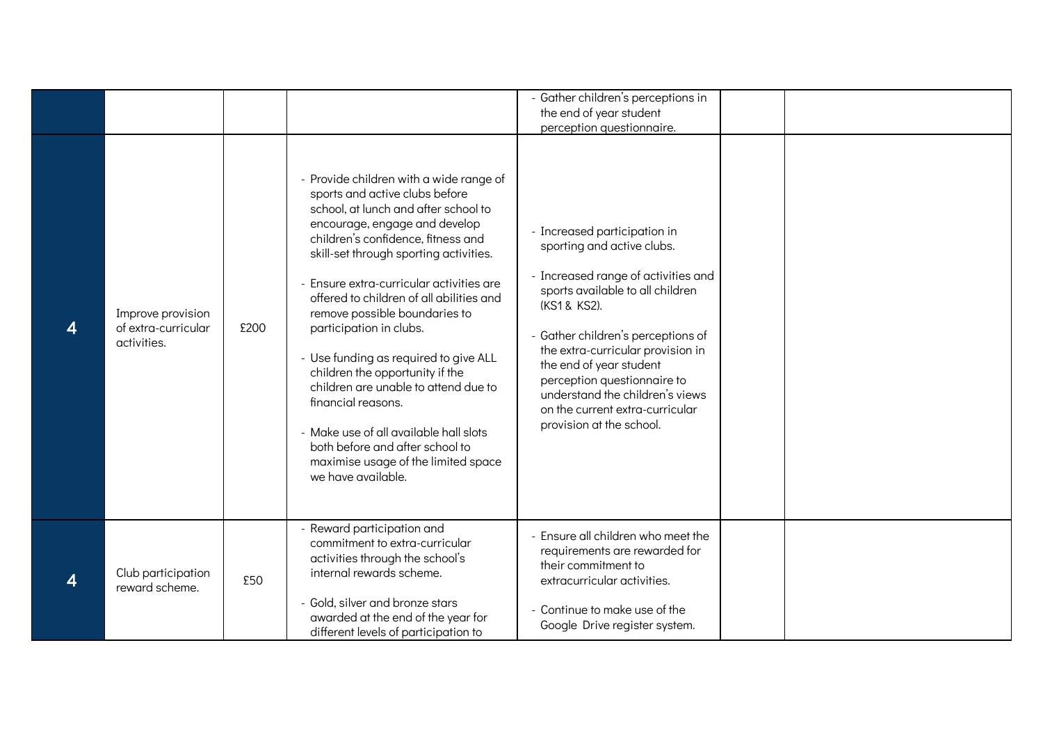| | | | | | | |
|---|---|---|---|---|---|---|
| | | | | - Gather children's perceptions in the end of year student perception questionnaire. | | |
| 4 | Improve provision of extra-curricular activities. | £200 | - Provide children with a wide range of sports and active clubs before school, at lunch and after school to encourage, engage and develop children's confidence, fitness and skill-set through sporting activities.<br><br>- Ensure extra-curricular activities are offered to children of all abilities and remove possible boundaries to participation in clubs.<br><br>- Use funding as required to give ALL children the opportunity if the children are unable to attend due to financial reasons.<br><br>- Make use of all available hall slots both before and after school to maximise usage of the limited space we have available. | - Increased participation in sporting and active clubs.<br><br>- Increased range of activities and sports available to all children (KS1 & KS2).<br><br>- Gather children's perceptions of the extra-curricular provision in the end of year student perception questionnaire to understand the children's views on the current extra-curricular provision at the school. | | |
| 4 | Club participation reward scheme. | £50 | - Reward participation and commitment to extra-curricular activities through the school's internal rewards scheme.<br><br>- Gold, silver and bronze stars awarded at the end of the year for different levels of participation to | - Ensure all children who meet the requirements are rewarded for their commitment to extracurricular activities.<br><br>- Continue to make use of the Google Drive register system. | | |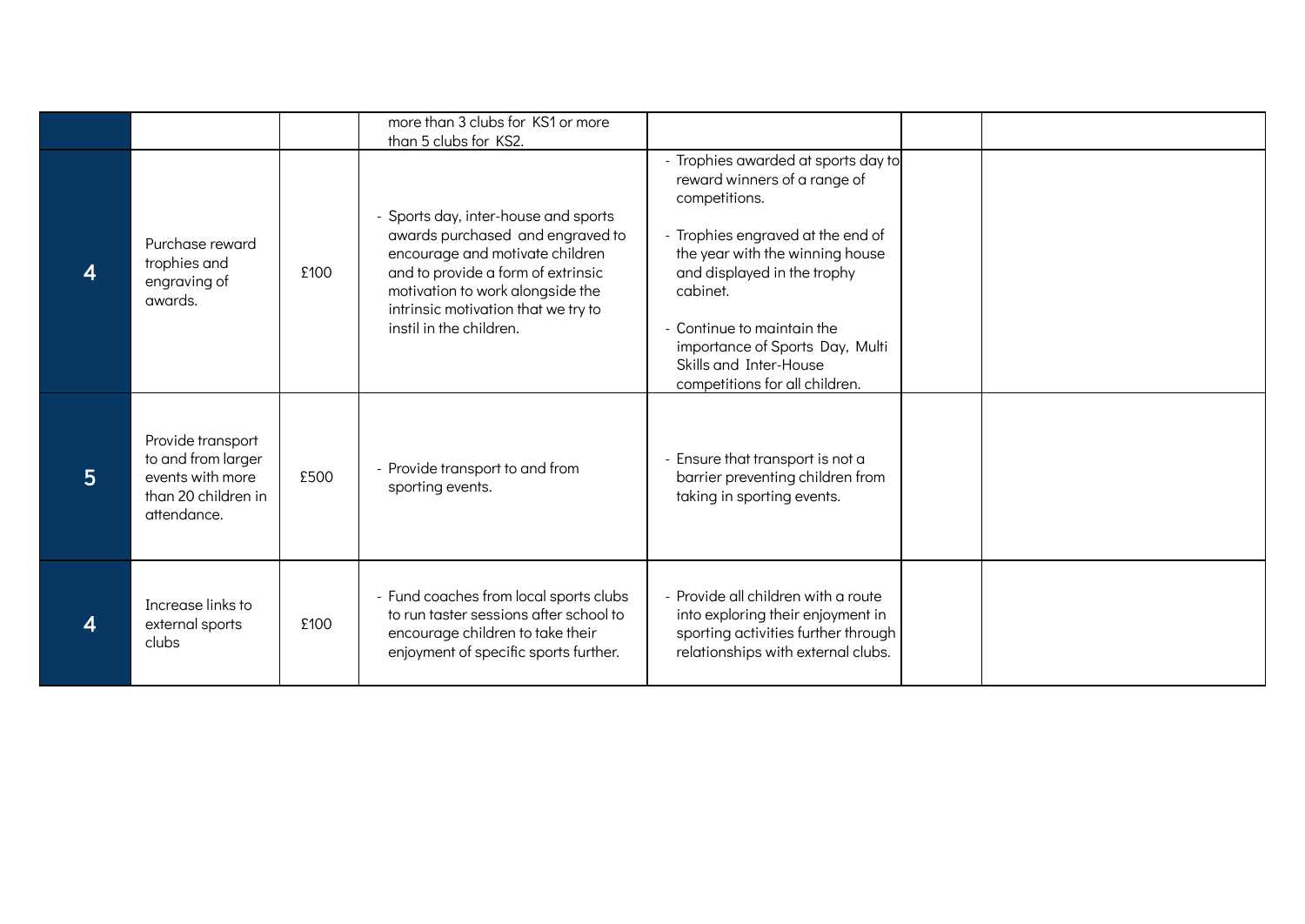| | | | | | | |
|---|---|---|---|---|---|---|
| | | | more than 3 clubs for KS1 or more than 5 clubs for KS2. | | | |
| 4 | Purchase reward trophies and engraving of awards. | £100 | - Sports day, inter-house and sports awards purchased and engraved to encourage and motivate children and to provide a form of extrinsic motivation to work alongside the intrinsic motivation that we try to instil in the children. | - Trophies awarded at sports day to reward winners of a range of competitions.<br>- Trophies engraved at the end of the year with the winning house and displayed in the trophy cabinet.<br>- Continue to maintain the importance of Sports Day, Multi Skills and Inter-House competitions for all children. | | |
| 5 | Provide transport to and from larger events with more than 20 children in attendance. | £500 | - Provide transport to and from sporting events. | - Ensure that transport is not a barrier preventing children from taking in sporting events. | | |
| 4 | Increase links to external sports clubs | £100 | - Fund coaches from local sports clubs to run taster sessions after school to encourage children to take their enjoyment of specific sports further. | - Provide all children with a route into exploring their enjoyment in sporting activities further through relationships with external clubs. | | |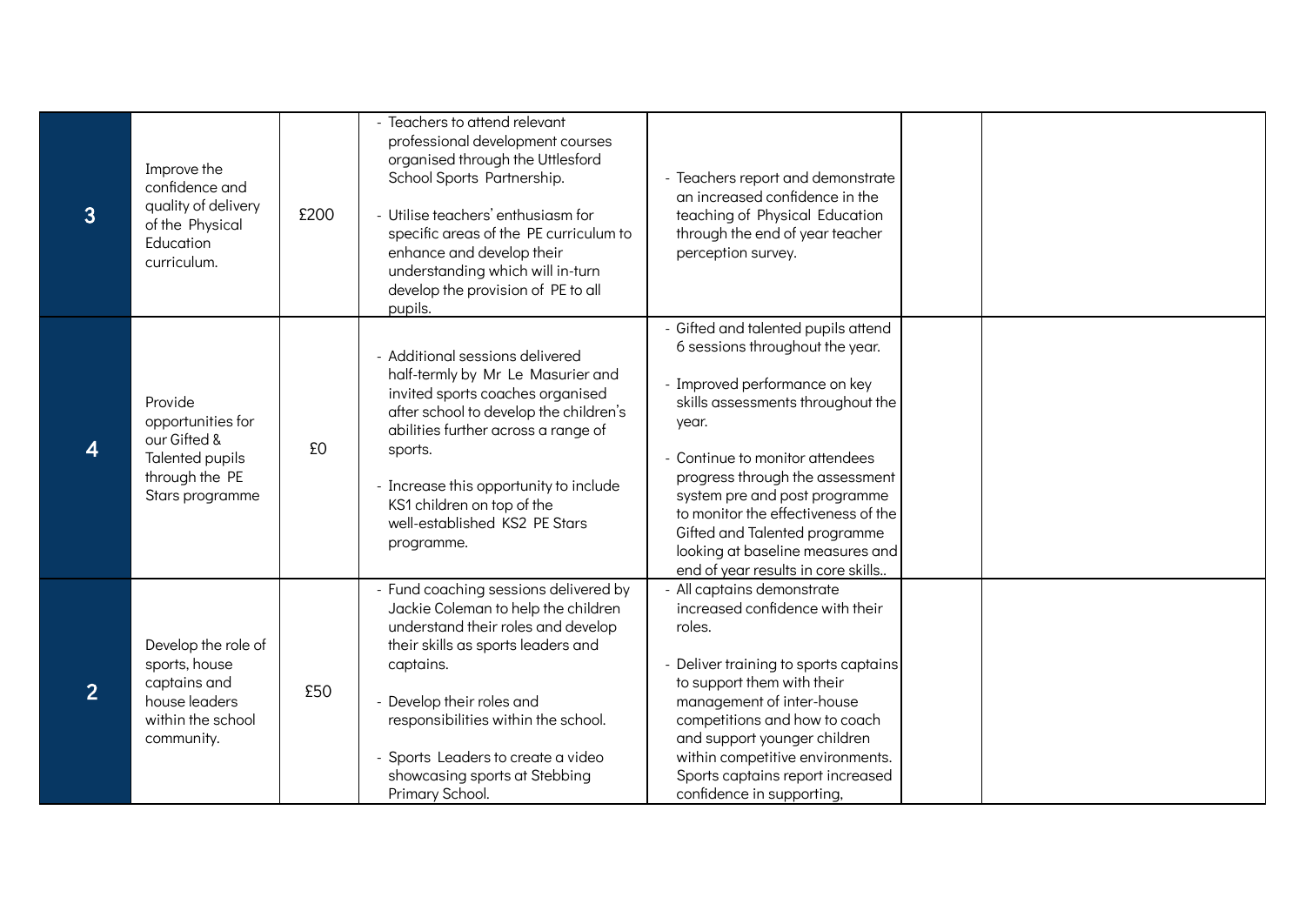| | | | | | | |
|---|---|---|---|---|---|---|
| 3 | Improve the confidence and quality of delivery of the Physical Education curriculum. | £200 | - Teachers to attend relevant professional development courses organised through the Uttlesford School Sports Partnership.<br><br>- Utilise teachers' enthusiasm for specific areas of the PE curriculum to enhance and develop their understanding which will in-turn develop the provision of PE to all pupils. | - Teachers report and demonstrate an increased confidence in the teaching of Physical Education through the end of year teacher perception survey. | | |
| 4 | Provide opportunities for our Gifted & Talented pupils through the PE Stars programme | £0 | - Additional sessions delivered half-termly by Mr Le Masurier and invited sports coaches organised after school to develop the children's abilities further across a range of sports.<br><br>- Increase this opportunity to include KS1 children on top of the well-established KS2 PE Stars programme. | - Gifted and talented pupils attend 6 sessions throughout the year.<br><br>- Improved performance on key skills assessments throughout the year.<br><br>- Continue to monitor attendees progress through the assessment system pre and post programme to monitor the effectiveness of the Gifted and Talented programme looking at baseline measures and end of year results in core skills.. | | |
| 2 | Develop the role of sports, house captains and house leaders within the school community. | £50 | - Fund coaching sessions delivered by Jackie Coleman to help the children understand their roles and develop their skills as sports leaders and captains.<br><br>- Develop their roles and responsibilities within the school.<br><br>- Sports Leaders to create a video showcasing sports at Stebbing Primary School. | - All captains demonstrate increased confidence with their roles.<br><br>- Deliver training to sports captains to support them with their management of inter-house competitions and how to coach and support younger children within competitive environments. Sports captains report increased confidence in supporting, | | |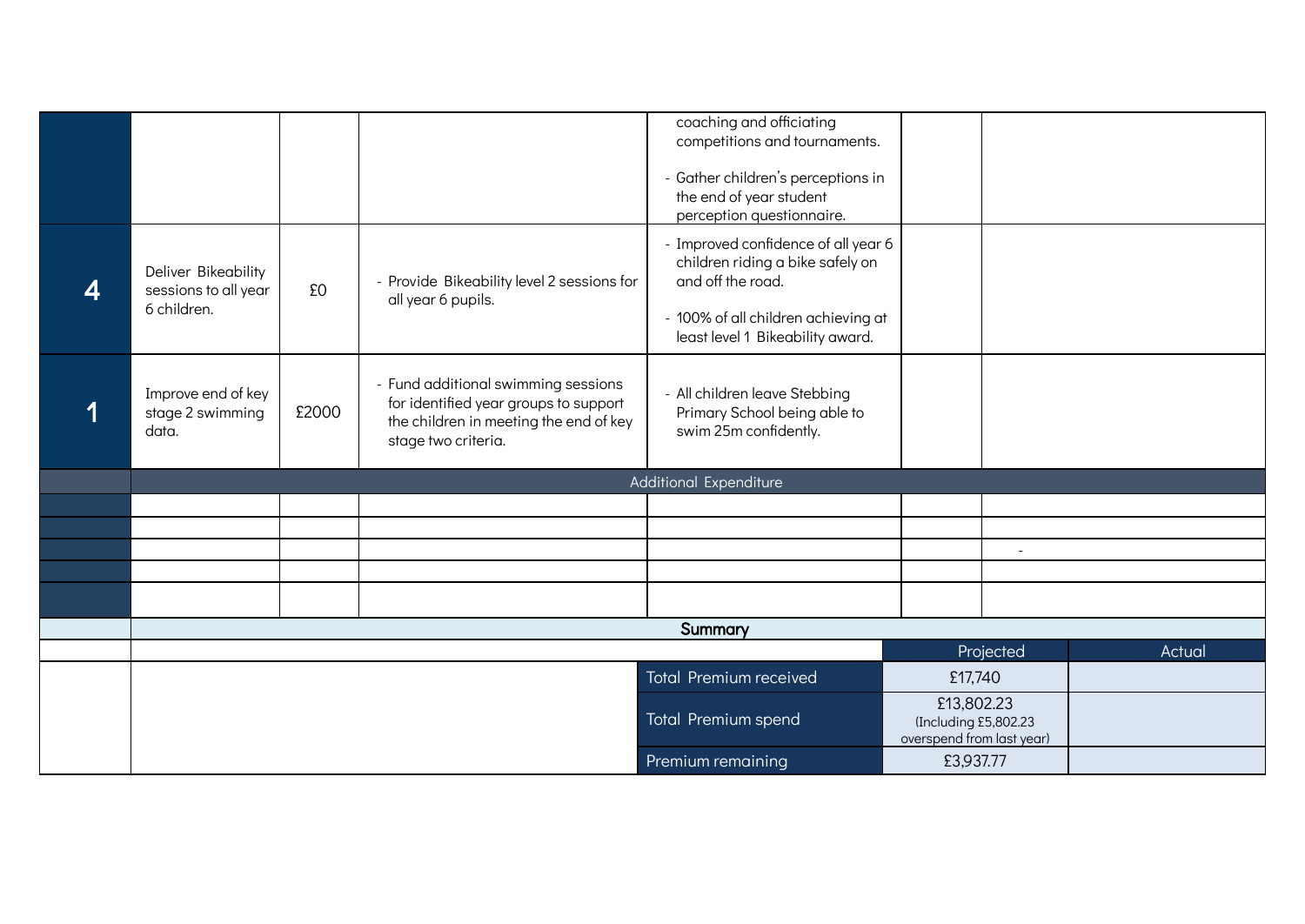| | | | | | | |
|---|---|---|---|---|---|---|
| | | | | coaching and officiating competitions and tournaments.<br><br>- Gather children's perceptions in the end of year student perception questionnaire. | | |
| 4 | Deliver Bikeability sessions to all year 6 children. | £0 | - Provide Bikeability level 2 sessions for all year 6 pupils. | - Improved confidence of all year 6 children riding a bike safely on and off the road.<br><br>- 100% of all children achieving at least level 1 Bikeability award. | | |
| 1 | Improve end of key stage 2 swimming data. | £2000 | - Fund additional swimming sessions for identified year groups to support the children in meeting the end of key stage two criteria. | - All children leave Stebbing Primary School being able to swim 25m confidently. | | |
| | Additional Expenditure | | | | | |
| | | | | | | |
| | | | | | | |
| | | | | | | - |
| | | | | | | |
| | | | | | | |

| | | | |
|---|---|---|---|
| **Summary** | | | |
| | | Projected | Actual |
| | Total Premium received | £17,740 | |
| | Total Premium spend | £13,802.23<br>(Including £5,802.23 overspend from last year) | |
| | Premium remaining | £3,937.77 | |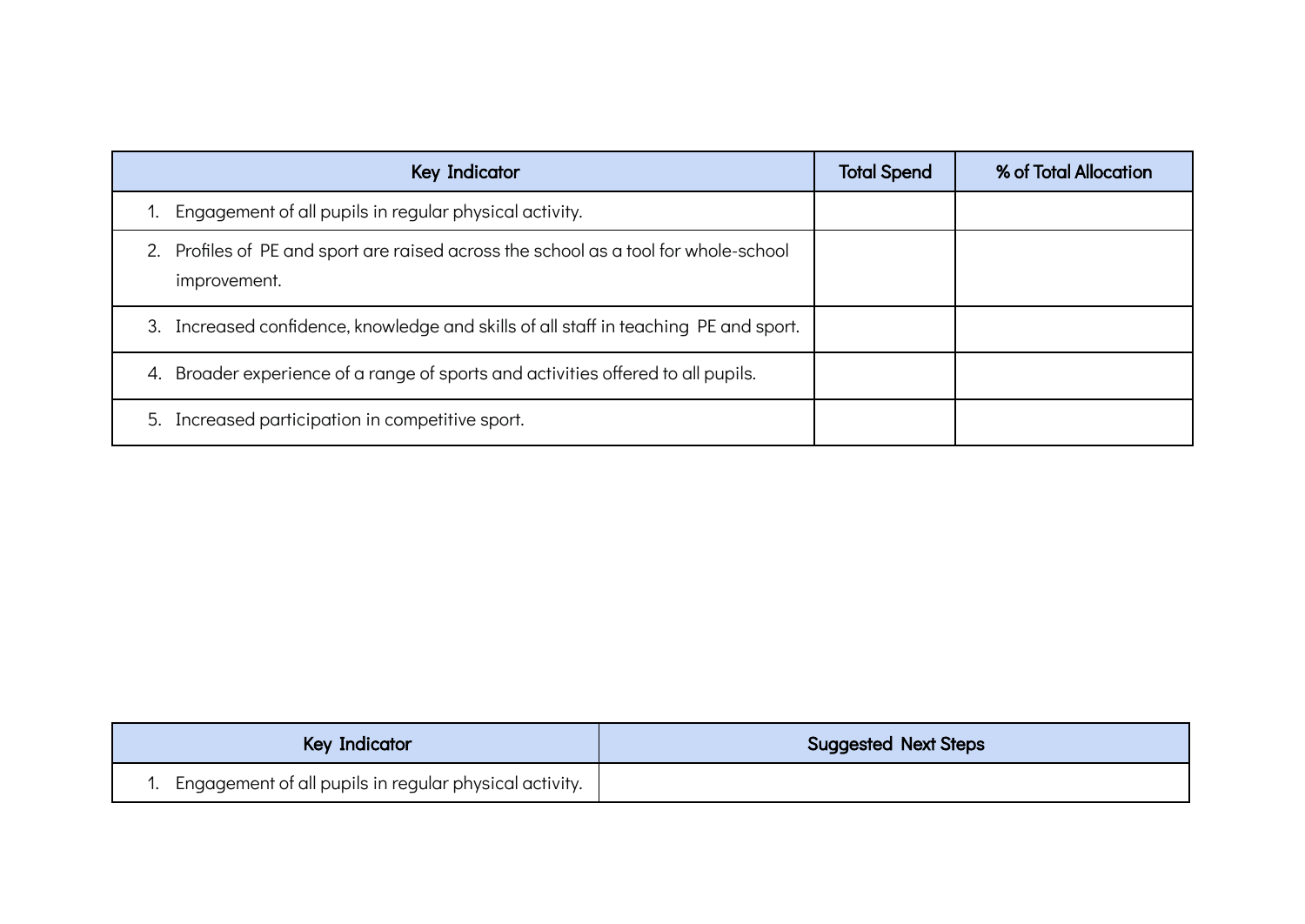| Key Indicator | Total Spend | % of Total Allocation |
| --- | --- | --- |
| 1. Engagement of all pupils in regular physical activity. | | |
| 2. Profiles of PE and sport are raised across the school as a tool for whole-school improvement. | | |
| 3. Increased confidence, knowledge and skills of all staff in teaching PE and sport. | | |
| 4. Broader experience of a range of sports and activities offered to all pupils. | | |
| 5. Increased participation in competitive sport. | | |

| Key Indicator | Suggested Next Steps |
| --- | --- |
| 1. Engagement of all pupils in regular physical activity. | |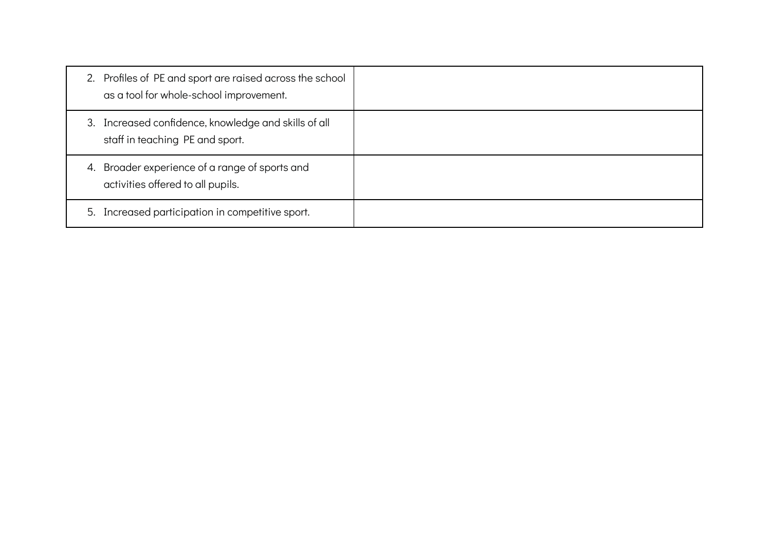| | |
|---|---|
| 2. Profiles of PE and sport are raised across the school as a tool for whole-school improvement. | |
| 3. Increased confidence, knowledge and skills of all staff in teaching PE and sport. | |
| 4. Broader experience of a range of sports and activities offered to all pupils. | |
| 5. Increased participation in competitive sport. | |